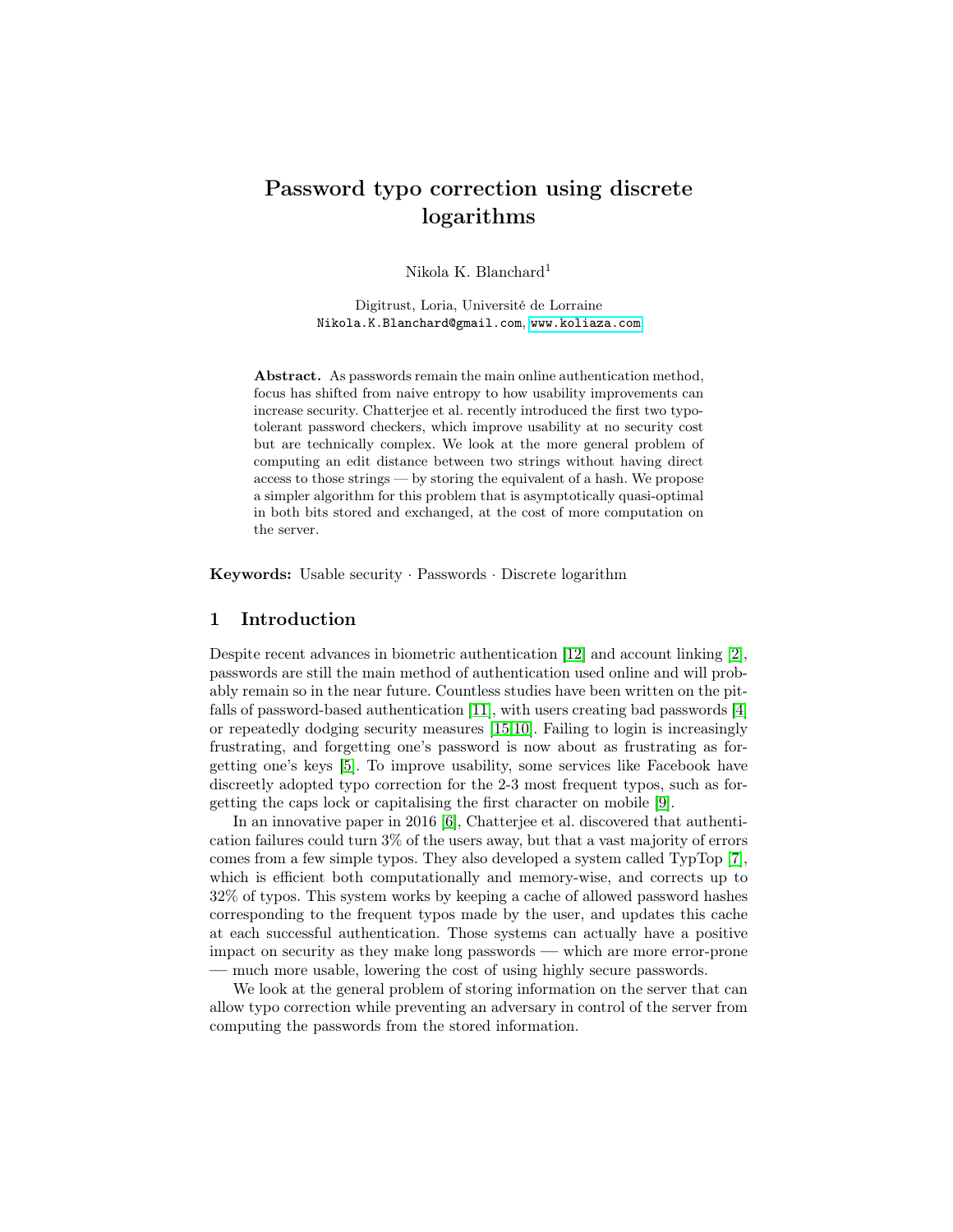# Password typo correction using discrete logarithms

Nikola K. Blanchard[1]

Digitrust, Loria, Université de Lorraine
Nikola.K.Blanchard@gmail.com, www.koliaza.com

**Abstract.** As passwords remain the main online authentication method, focus has shifted from naive entropy to how usability improvements can increase security. Chatterjee et al. recently introduced the first two typo-tolerant password checkers, which improve usability at no security cost but are technically complex. We look at the more general problem of computing an edit distance between two strings without having direct access to those strings — by storing the equivalent of a hash. We propose a simpler algorithm for this problem that is asymptotically quasi-optimal in both bits stored and exchanged, at the cost of more computation on the server.

**Keywords:** Usable security · Passwords · Discrete logarithm

## 1 Introduction

Despite recent advances in biometric authentication [12] and account linking [2], passwords are still the main method of authentication used online and will probably remain so in the near future. Countless studies have been written on the pitfalls of password-based authentication [11], with users creating bad passwords [4] or repeatedly dodging security measures [15,10]. Failing to login is increasingly frustrating, and forgetting one's password is now about as frustrating as forgetting one's keys [5]. To improve usability, some services like Facebook have discreetly adopted typo correction for the 2-3 most frequent typos, such as forgetting the caps lock or capitalising the first character on mobile [9].

In an innovative paper in 2016 [6], Chatterjee et al. discovered that authentication failures could turn 3% of the users away, but that a vast majority of errors comes from a few simple typos. They also developed a system called TypTop [7], which is efficient both computationally and memory-wise, and corrects up to 32% of typos. This system works by keeping a cache of allowed password hashes corresponding to the frequent typos made by the user, and updates this cache at each successful authentication. Those systems can actually have a positive impact on security as they make long passwords — which are more error-prone — much more usable, lowering the cost of using highly secure passwords.

We look at the general problem of storing information on the server that can allow typo correction while preventing an adversary in control of the server from computing the passwords from the stored information.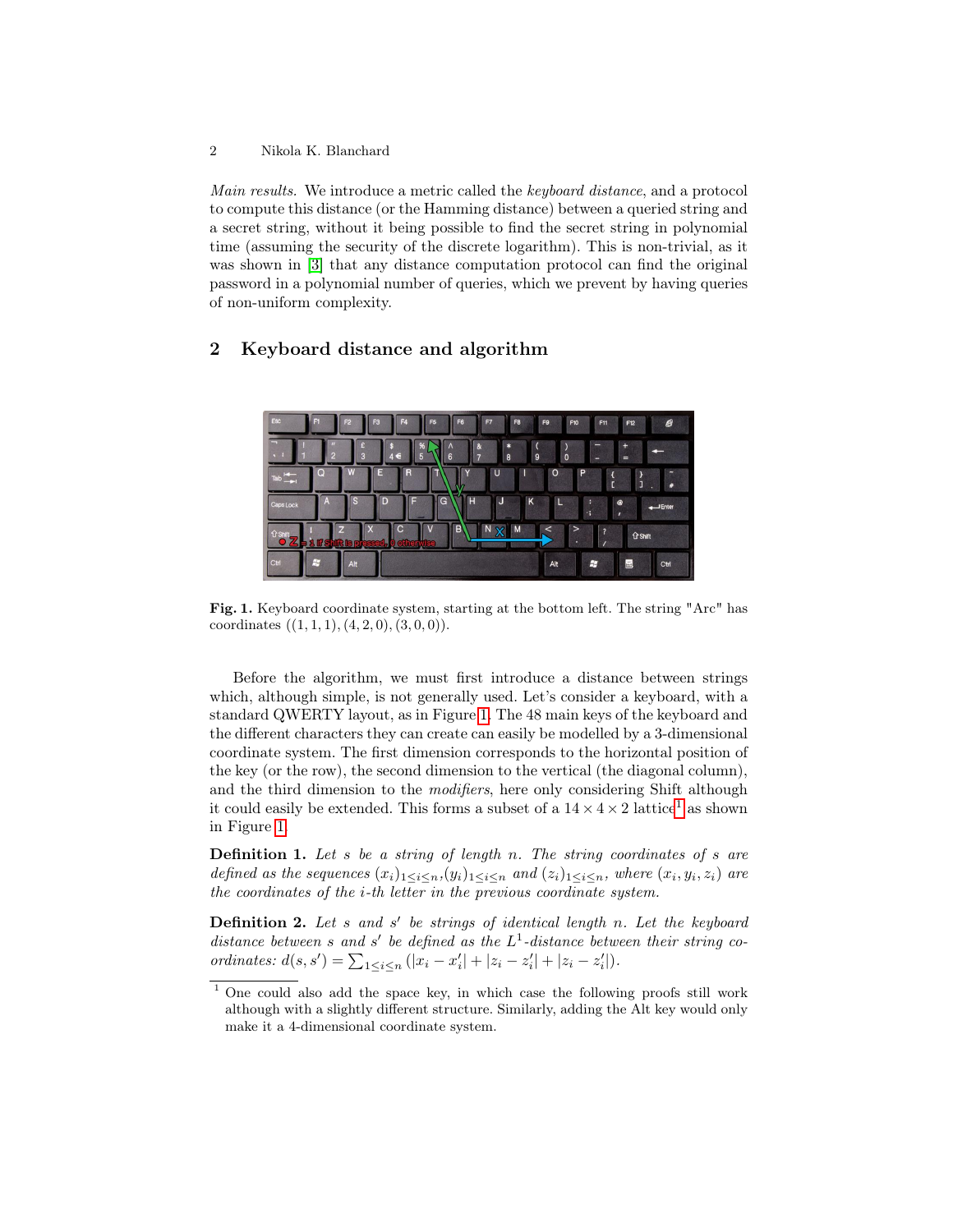*Main results.* We introduce a metric called the *keyboard distance*, and a protocol to compute this distance (or the Hamming distance) between a queried string and a secret string, without it being possible to find the secret string in polynomial time (assuming the security of the discrete logarithm). This is non-trivial, as it was shown in [3] that any distance computation protocol can find the original password in a polynomial number of queries, which we prevent by having queries of non-uniform complexity.

## 2 Keyboard distance and algorithm

**Fig. 1.** Keyboard coordinate system, starting at the bottom left. The string "Arc" has coordinates $((1, 1, 1), (4, 2, 0), (3, 0, 0))$.

Before the algorithm, we must first introduce a distance between strings which, although simple, is not generally used. Let's consider a keyboard, with a standard QWERTY layout, as in Figure 1. The 48 main keys of the keyboard and the different characters they can create can easily be modelled by a 3-dimensional coordinate system. The first dimension corresponds to the horizontal position of the key (or the row), the second dimension to the vertical (the diagonal column), and the third dimension to the *modifiers*, here only considering Shift although it could easily be extended. This forms a subset of a $14 \times 4 \times 2$ lattice[1] as shown in Figure 1.

**Definition 1.** *Let $s$ be a string of length $n$. The string coordinates of $s$ are defined as the sequences $(x_i)_{1 \leq i \leq n}$,$(y_i)_{1 \leq i \leq n}$ and $(z_i)_{1 \leq i \leq n}$, where $(x_i, y_i, z_i)$ are the coordinates of the $i$-th letter in the previous coordinate system.*

**Definition 2.** *Let $s$ and $s'$ be strings of identical length $n$. Let the keyboard distance between $s$ and $s'$ be defined as the $L^1$-distance between their string coordinates: $d(s, s') = \sum_{1 \leq i \leq n} (|x_i - x'_i| + |z_i - z'_i| + |z_i - z'_i|)$.*

[1] One could also add the space key, in which case the following proofs still work although with a slightly different structure. Similarly, adding the Alt key would only make it a 4-dimensional coordinate system.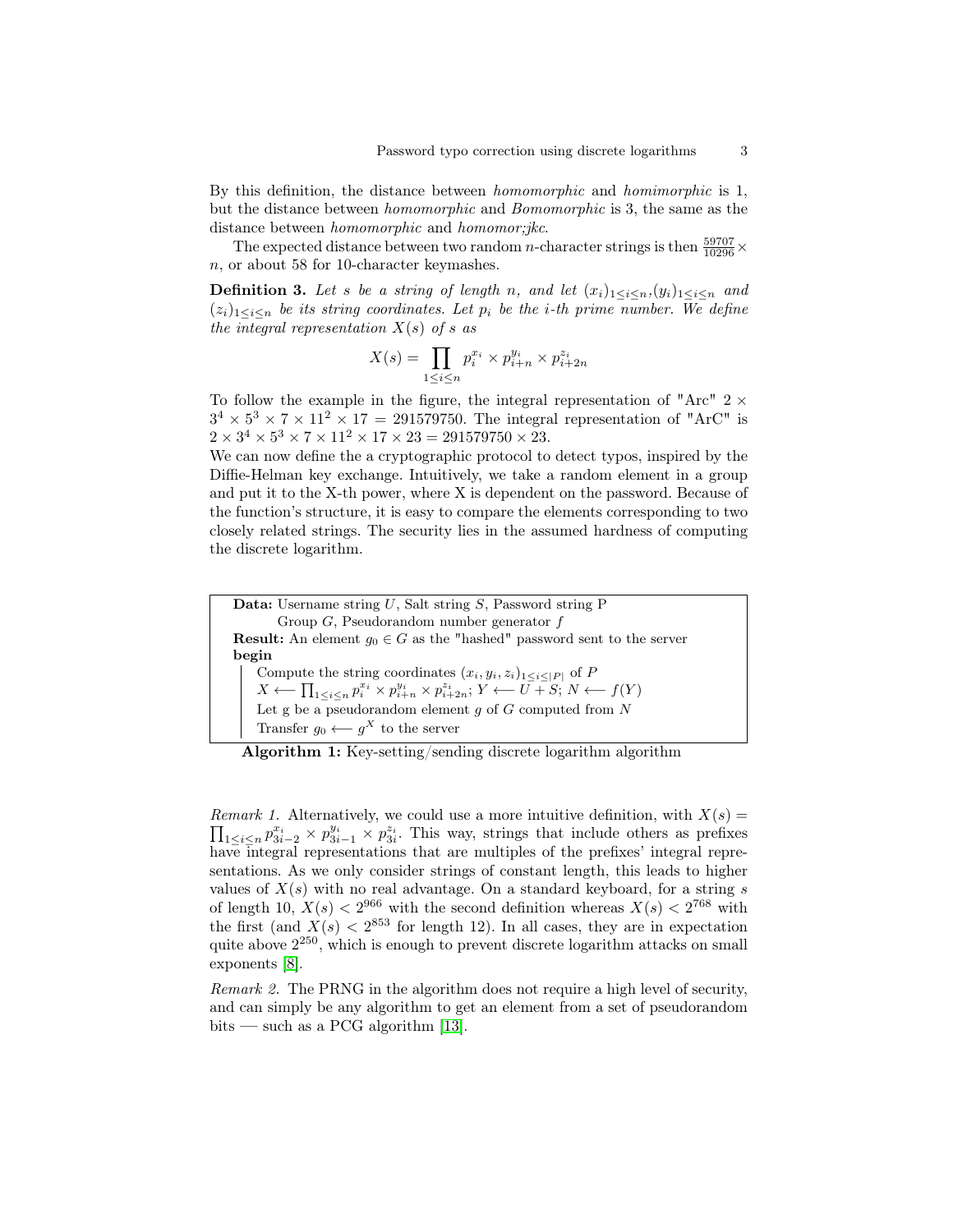By this definition, the distance between *homomorphic* and *homimorphic* is 1, but the distance between *homomorphic* and *Bomomorphic* is 3, the same as the distance between *homomorphic* and *homomor;jkc*.

The expected distance between two random $n$-character strings is then $\frac{59707}{10296} \times n$, or about 58 for 10-character keymashes.

**Definition 3.** *Let $s$ be a string of length $n$, and let $(x_i)_{1 \le i \le n}$,$(y_i)_{1 \le i \le n}$ and $(z_i)_{1 \le i \le n}$ be its string coordinates. Let $p_i$ be the $i$-th prime number. We define the integral representation $X(s)$ of $s$ as*

$$X(s) = \prod_{1 \le i \le n} p_i^{x_i} \times p_{i+n}^{y_i} \times p_{i+2n}^{z_i}$$

To follow the example in the figure, the integral representation of "Arc" $2 \times 3^4 \times 5^3 \times 7 \times 11^2 \times 17 = 291579750$. The integral representation of "ArC" is $2 \times 3^4 \times 5^3 \times 7 \times 11^2 \times 17 \times 23 = 291579750 \times 23$.
We can now define the a cryptographic protocol to detect typos, inspired by the Diffie-Helman key exchange. Intuitively, we take a random element in a group and put it to the X-th power, where X is dependent on the password. Because of the function's structure, it is easy to compare the elements corresponding to two closely related strings. The security lies in the assumed hardness of computing the discrete logarithm.

```
Data: Username string U, Salt string S, Password string P
      Group G, Pseudorandom number generator f
Result: An element g0 ∈ G as the "hashed" password sent to the server
begin
    Compute the string coordinates (x_i, y_i, z_i)_{1≤i≤|P|} of P
    X ⟵ ∏_{1≤i≤n} p_i^{x_i} × p_{i+n}^{y_i} × p_{i+2n}^{z_i}; Y ⟵ U + S; N ⟵ f(Y)
    Let g be a pseudorandom element g of G computed from N
    Transfer g0 ⟵ g^X to the server
```

**Algorithm 1:** Key-setting/sending discrete logarithm algorithm

*Remark 1.* Alternatively, we could use a more intuitive definition, with $X(s) = \prod_{1 \le i \le n} p_{3i-2}^{x_i} \times p_{3i-1}^{y_i} \times p_{3i}^{z_i}$. This way, strings that include others as prefixes have integral representations that are multiples of the prefixes' integral representations. As we only consider strings of constant length, this leads to higher values of $X(s)$ with no real advantage. On a standard keyboard, for a string $s$ of length 10, $X(s) < 2^{966}$ with the second definition whereas $X(s) < 2^{768}$ with the first (and $X(s) < 2^{853}$ for length 12). In all cases, they are in expectation quite above $2^{250}$, which is enough to prevent discrete logarithm attacks on small exponents [8].

*Remark 2.* The PRNG in the algorithm does not require a high level of security, and can simply be any algorithm to get an element from a set of pseudorandom bits — such as a PCG algorithm [13].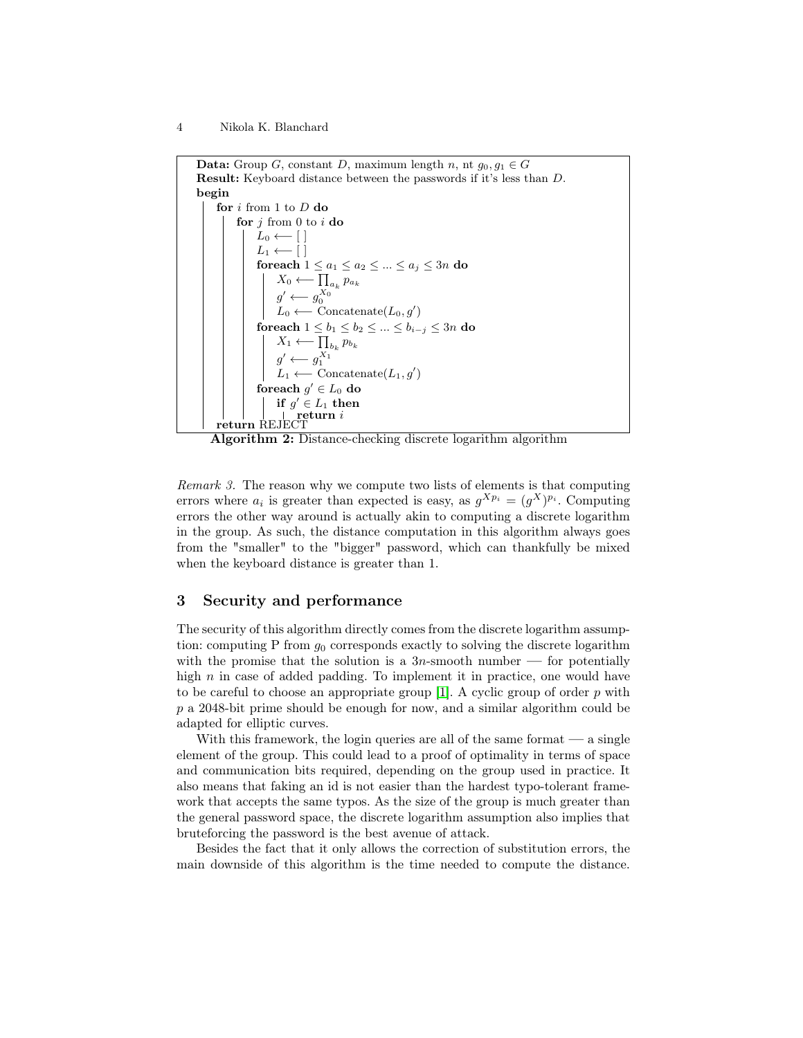```
Data: Group G, constant D, maximum length n, nt g_0, g_1 ∈ G
Result: Keyboard distance between the passwords if it's less than D.
begin
    for i from 1 to D do
        for j from 0 to i do
            L_0 ⟵ [ ]
            L_1 ⟵ [ ]
            foreach 1 ≤ a_1 ≤ a_2 ≤ ... ≤ a_j ≤ 3n do
                X_0 ⟵ ∏_{a_k} p_{a_k}
                g' ⟵ g_0^{X_0}
                L_0 ⟵ Concatenate(L_0, g')
            foreach 1 ≤ b_1 ≤ b_2 ≤ ... ≤ b_{i-j} ≤ 3n do
                X_1 ⟵ ∏_{b_k} p_{b_k}
                g' ⟵ g_1^{X_1}
                L_1 ⟵ Concatenate(L_1, g')
            foreach g' ∈ L_0 do
                if g' ∈ L_1 then
                    return i
    return REJECT
```

**Algorithm 2:** Distance-checking discrete logarithm algorithm

*Remark 3.* The reason why we compute two lists of elements is that computing errors where $a_i$ is greater than expected is easy, as $g^{Xp_i} = (g^X)^{p_i}$. Computing errors the other way around is actually akin to computing a discrete logarithm in the group. As such, the distance computation in this algorithm always goes from the "smaller" to the "bigger" password, which can thankfully be mixed when the keyboard distance is greater than 1.

## 3 Security and performance

The security of this algorithm directly comes from the discrete logarithm assumption: computing P from $g_0$ corresponds exactly to solving the discrete logarithm with the promise that the solution is a $3n$-smooth number — for potentially high $n$ in case of added padding. To implement it in practice, one would have to be careful to choose an appropriate group [1]. A cyclic group of order $p$ with $p$ a 2048-bit prime should be enough for now, and a similar algorithm could be adapted for elliptic curves.

With this framework, the login queries are all of the same format — a single element of the group. This could lead to a proof of optimality in terms of space and communication bits required, depending on the group used in practice. It also means that faking an id is not easier than the hardest typo-tolerant framework that accepts the same typos. As the size of the group is much greater than the general password space, the discrete logarithm assumption also implies that bruteforcing the password is the best avenue of attack.

Besides the fact that it only allows the correction of substitution errors, the main downside of this algorithm is the time needed to compute the distance.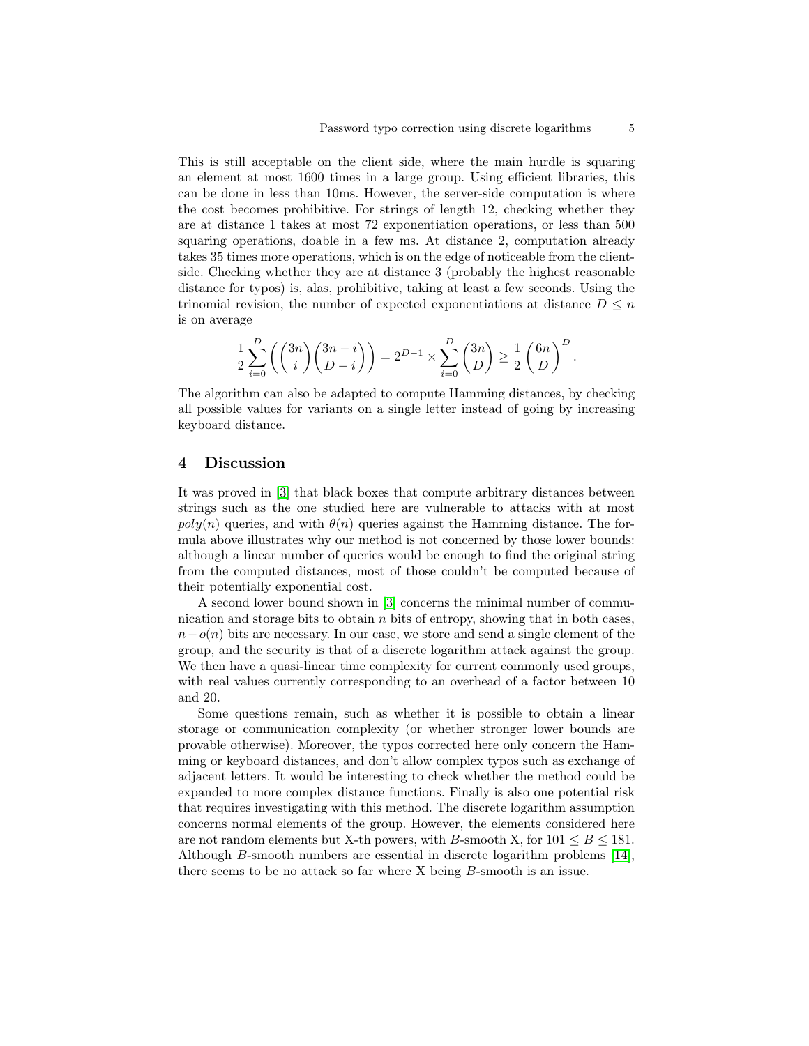This is still acceptable on the client side, where the main hurdle is squaring an element at most 1600 times in a large group. Using efficient libraries, this can be done in less than 10ms. However, the server-side computation is where the cost becomes prohibitive. For strings of length 12, checking whether they are at distance 1 takes at most 72 exponentiation operations, or less than 500 squaring operations, doable in a few ms. At distance 2, computation already takes 35 times more operations, which is on the edge of noticeable from the client-side. Checking whether they are at distance 3 (probably the highest reasonable distance for typos) is, alas, prohibitive, taking at least a few seconds. Using the trinomial revision, the number of expected exponentiations at distance $D \leq n$ is on average

$$\frac{1}{2}\sum_{i=0}^{D}\left(\binom{3n}{i}\binom{3n-i}{D-i}\right) = 2^{D-1} \times \sum_{i=0}^{D}\binom{3n}{D} \geq \frac{1}{2}\left(\frac{6n}{D}\right)^{D}.$$

The algorithm can also be adapted to compute Hamming distances, by checking all possible values for variants on a single letter instead of going by increasing keyboard distance.

## 4 Discussion

It was proved in [3] that black boxes that compute arbitrary distances between strings such as the one studied here are vulnerable to attacks with at most $poly(n)$ queries, and with $\theta(n)$ queries against the Hamming distance. The formula above illustrates why our method is not concerned by those lower bounds: although a linear number of queries would be enough to find the original string from the computed distances, most of those couldn't be computed because of their potentially exponential cost.

A second lower bound shown in [3] concerns the minimal number of communication and storage bits to obtain $n$ bits of entropy, showing that in both cases, $n - o(n)$ bits are necessary. In our case, we store and send a single element of the group, and the security is that of a discrete logarithm attack against the group. We then have a quasi-linear time complexity for current commonly used groups, with real values currently corresponding to an overhead of a factor between 10 and 20.

Some questions remain, such as whether it is possible to obtain a linear storage or communication complexity (or whether stronger lower bounds are provable otherwise). Moreover, the typos corrected here only concern the Hamming or keyboard distances, and don't allow complex typos such as exchange of adjacent letters. It would be interesting to check whether the method could be expanded to more complex distance functions. Finally is also one potential risk that requires investigating with this method. The discrete logarithm assumption concerns normal elements of the group. However, the elements considered here are not random elements but X-th powers, with $B$-smooth X, for $101 \leq B \leq 181$. Although $B$-smooth numbers are essential in discrete logarithm problems [14], there seems to be no attack so far where X being $B$-smooth is an issue.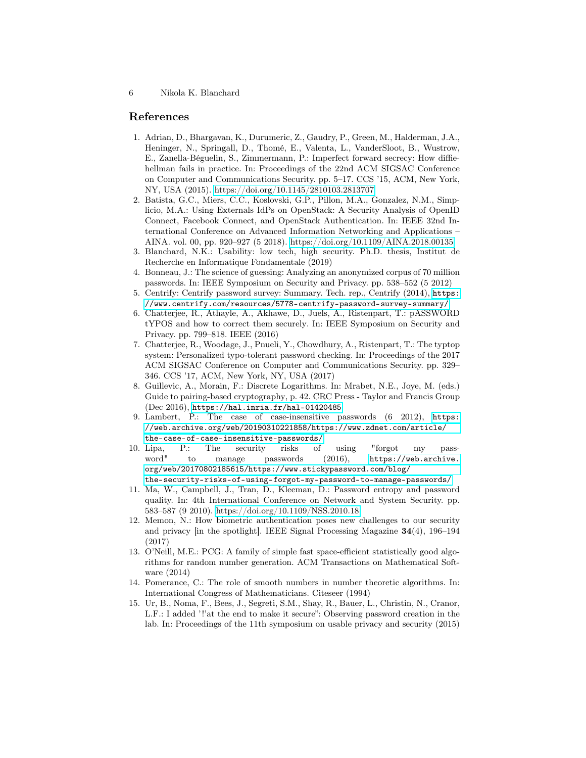## References

1. Adrian, D., Bhargavan, K., Durumeric, Z., Gaudry, P., Green, M., Halderman, J.A., Heninger, N., Springall, D., Thomé, E., Valenta, L., VanderSloot, B., Wustrow, E., Zanella-Béguelin, S., Zimmermann, P.: Imperfect forward secrecy: How diffie-hellman fails in practice. In: Proceedings of the 22nd ACM SIGSAC Conference on Computer and Communications Security. pp. 5–17. CCS '15, ACM, New York, NY, USA (2015). https://doi.org/10.1145/2810103.2813707
2. Batista, G.C., Miers, C.C., Koslovski, G.P., Pillon, M.A., Gonzalez, N.M., Simplicio, M.A.: Using Externals IdPs on OpenStack: A Security Analysis of OpenID Connect, Facebook Connect, and OpenStack Authentication. In: IEEE 32nd International Conference on Advanced Information Networking and Applications – AINA. vol. 00, pp. 920–927 (5 2018). https://doi.org/10.1109/AINA.2018.00135
3. Blanchard, N.K.: Usability: low tech, high security. Ph.D. thesis, Institut de Recherche en Informatique Fondamentale (2019)
4. Bonneau, J.: The science of guessing: Analyzing an anonymized corpus of 70 million passwords. In: IEEE Symposium on Security and Privacy. pp. 538–552 (5 2012)
5. Centrify: Centrify password survey: Summary. Tech. rep., Centrify (2014), https://www.centrify.com/resources/5778-centrify-password-survey-summary/
6. Chatterjee, R., Athayle, A., Akhawe, D., Juels, A., Ristenpart, T.: pASSWORD tYPOS and how to correct them securely. In: IEEE Symposium on Security and Privacy. pp. 799–818. IEEE (2016)
7. Chatterjee, R., Woodage, J., Pnueli, Y., Chowdhury, A., Ristenpart, T.: The typtop system: Personalized typo-tolerant password checking. In: Proceedings of the 2017 ACM SIGSAC Conference on Computer and Communications Security. pp. 329–346. CCS '17, ACM, New York, NY, USA (2017)
8. Guillevic, A., Morain, F.: Discrete Logarithms. In: Mrabet, N.E., Joye, M. (eds.) Guide to pairing-based cryptography, p. 42. CRC Press - Taylor and Francis Group (Dec 2016), https://hal.inria.fr/hal-01420485
9. Lambert, P.: The case of case-insensitive passwords (6 2012), https://web.archive.org/web/20190310221858/https://www.zdnet.com/article/the-case-of-case-insensitive-passwords/
10. Lipa, P.: The security risks of using "forgot my password" to manage passwords (2016), https://web.archive.org/web/20170802185615/https://www.stickypassword.com/blog/the-security-risks-of-using-forgot-my-password-to-manage-passwords/
11. Ma, W., Campbell, J., Tran, D., Kleeman, D.: Password entropy and password quality. In: 4th International Conference on Network and System Security. pp. 583–587 (9 2010). https://doi.org/10.1109/NSS.2010.18
12. Memon, N.: How biometric authentication poses new challenges to our security and privacy [in the spotlight]. IEEE Signal Processing Magazine **34**(4), 196–194 (2017)
13. O'Neill, M.E.: PCG: A family of simple fast space-efficient statistically good algorithms for random number generation. ACM Transactions on Mathematical Software (2014)
14. Pomerance, C.: The role of smooth numbers in number theoretic algorithms. In: International Congress of Mathematicians. Citeseer (1994)
15. Ur, B., Noma, F., Bees, J., Segreti, S.M., Shay, R., Bauer, L., Christin, N., Cranor, L.F.: I added '!'at the end to make it secure": Observing password creation in the lab. In: Proceedings of the 11th symposium on usable privacy and security (2015)